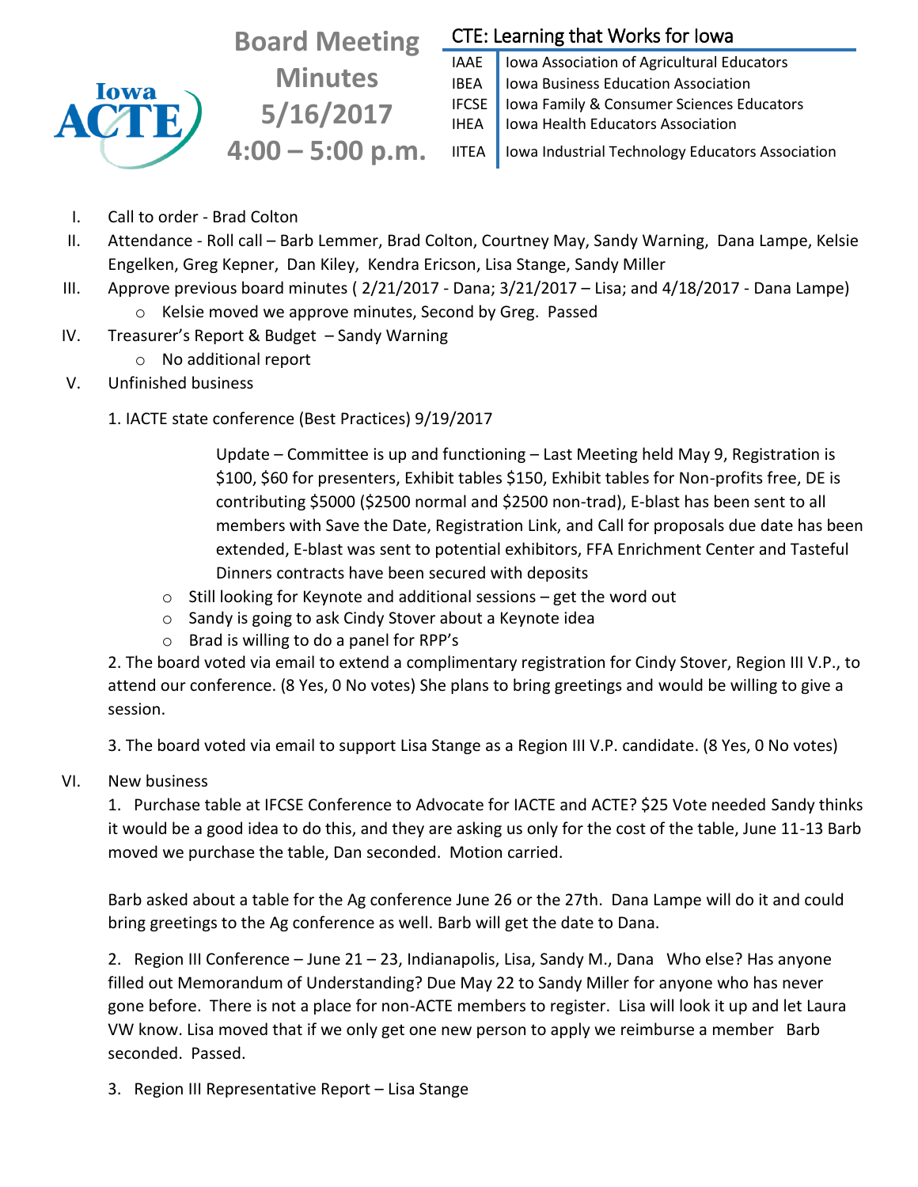# Board Meeting Minutes 5/16/2017 4:00 – 5:00 p.m.

**CTE: Learning that Works for Iowa**

| | |
|---|---|
| IAAE | Iowa Association of Agricultural Educators |
| IBEA | Iowa Business Education Association |
| IFCSE | Iowa Family & Consumer Sciences Educators |
| IHEA | Iowa Health Educators Association |
| IITEA | Iowa Industrial Technology Educators Association |

I. Call to order - Brad Colton

II. Attendance - Roll call – Barb Lemmer, Brad Colton, Courtney May, Sandy Warning, Dana Lampe, Kelsie Engelken, Greg Kepner, Dan Kiley, Kendra Ericson, Lisa Stange, Sandy Miller

III. Approve previous board minutes ( 2/21/2017 - Dana; 3/21/2017 – Lisa; and 4/18/2017 - Dana Lampe)
   - Kelsie moved we approve minutes, Second by Greg. Passed

IV. Treasurer's Report & Budget – Sandy Warning
   - No additional report

V. Unfinished business

1. IACTE state conference (Best Practices) 9/19/2017

   Update – Committee is up and functioning – Last Meeting held May 9, Registration is $100, $60 for presenters, Exhibit tables $150, Exhibit tables for Non-profits free, DE is contributing $5000 ($2500 normal and $2500 non-trad), E-blast has been sent to all members with Save the Date, Registration Link, and Call for proposals due date has been extended, E-blast was sent to potential exhibitors, FFA Enrichment Center and Tasteful Dinners contracts have been secured with deposits

   - Still looking for Keynote and additional sessions – get the word out
   - Sandy is going to ask Cindy Stover about a Keynote idea
   - Brad is willing to do a panel for RPP's

2. The board voted via email to extend a complimentary registration for Cindy Stover, Region III V.P., to attend our conference. (8 Yes, 0 No votes) She plans to bring greetings and would be willing to give a session.

3. The board voted via email to support Lisa Stange as a Region III V.P. candidate. (8 Yes, 0 No votes)

VI. New business

1. Purchase table at IFCSE Conference to Advocate for IACTE and ACTE? $25 Vote needed Sandy thinks it would be a good idea to do this, and they are asking us only for the cost of the table, June 11-13 Barb moved we purchase the table, Dan seconded. Motion carried.

Barb asked about a table for the Ag conference June 26 or the 27th. Dana Lampe will do it and could bring greetings to the Ag conference as well. Barb will get the date to Dana.

2. Region III Conference – June 21 – 23, Indianapolis, Lisa, Sandy M., Dana Who else? Has anyone filled out Memorandum of Understanding? Due May 22 to Sandy Miller for anyone who has never gone before. There is not a place for non-ACTE members to register. Lisa will look it up and let Laura VW know. Lisa moved that if we only get one new person to apply we reimburse a member Barb seconded. Passed.

3. Region III Representative Report – Lisa Stange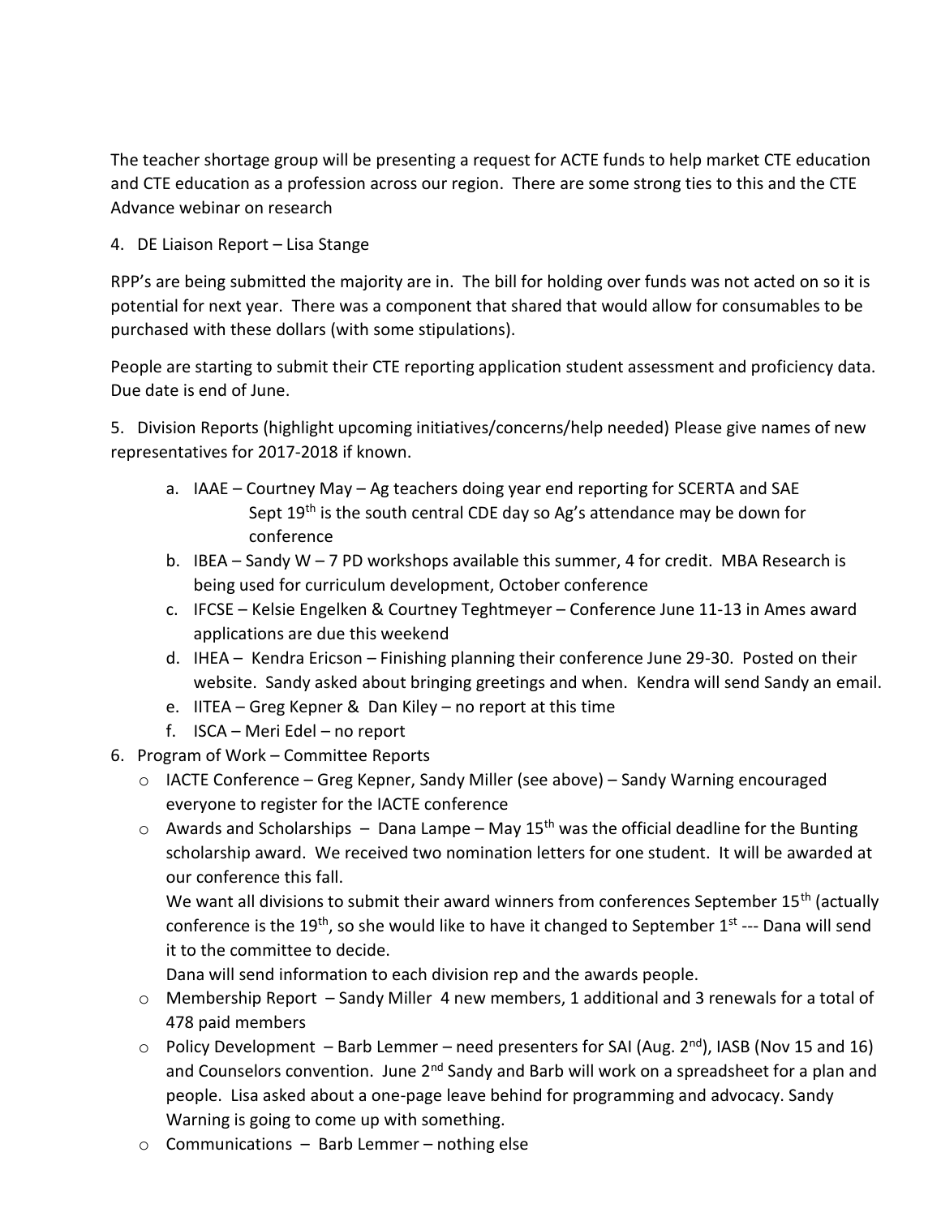The teacher shortage group will be presenting a request for ACTE funds to help market CTE education and CTE education as a profession across our region. There are some strong ties to this and the CTE Advance webinar on research

4. DE Liaison Report – Lisa Stange

RPP's are being submitted the majority are in. The bill for holding over funds was not acted on so it is potential for next year. There was a component that shared that would allow for consumables to be purchased with these dollars (with some stipulations).

People are starting to submit their CTE reporting application student assessment and proficiency data. Due date is end of June.

5. Division Reports (highlight upcoming initiatives/concerns/help needed) Please give names of new representatives for 2017-2018 if known.

   a. IAAE – Courtney May – Ag teachers doing year end reporting for SCERTA and SAE
      Sept 19th is the south central CDE day so Ag's attendance may be down for conference
   b. IBEA – Sandy W – 7 PD workshops available this summer, 4 for credit. MBA Research is being used for curriculum development, October conference
   c. IFCSE – Kelsie Engelken & Courtney Teghtmeyer – Conference June 11-13 in Ames award applications are due this weekend
   d. IHEA – Kendra Ericson – Finishing planning their conference June 29-30. Posted on their website. Sandy asked about bringing greetings and when. Kendra will send Sandy an email.
   e. IITEA – Greg Kepner & Dan Kiley – no report at this time
   f. ISCA – Meri Edel – no report

6. Program of Work – Committee Reports
   - IACTE Conference – Greg Kepner, Sandy Miller (see above) – Sandy Warning encouraged everyone to register for the IACTE conference
   - Awards and Scholarships – Dana Lampe – May 15th was the official deadline for the Bunting scholarship award. We received two nomination letters for one student. It will be awarded at our conference this fall.
     We want all divisions to submit their award winners from conferences September 15th (actually conference is the 19th, so she would like to have it changed to September 1st --- Dana will send it to the committee to decide.
     Dana will send information to each division rep and the awards people.
   - Membership Report – Sandy Miller 4 new members, 1 additional and 3 renewals for a total of 478 paid members
   - Policy Development – Barb Lemmer – need presenters for SAI (Aug. 2nd), IASB (Nov 15 and 16) and Counselors convention. June 2nd Sandy and Barb will work on a spreadsheet for a plan and people. Lisa asked about a one-page leave behind for programming and advocacy. Sandy Warning is going to come up with something.
   - Communications – Barb Lemmer – nothing else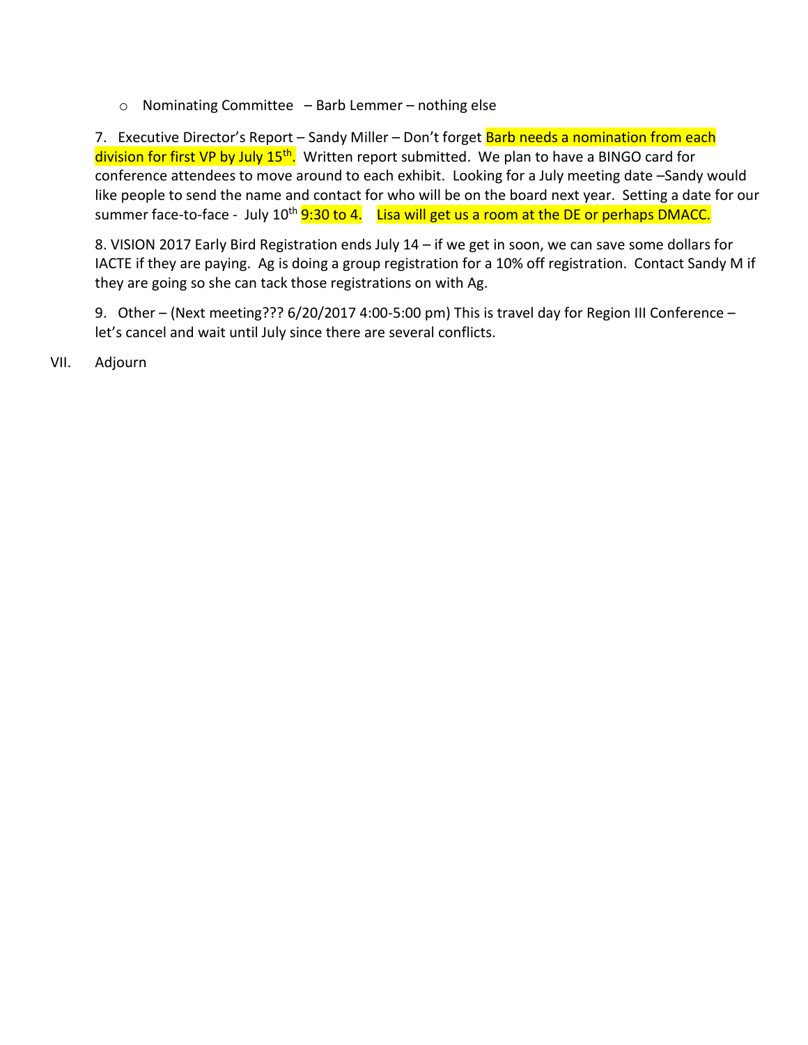- Nominating Committee – Barb Lemmer – nothing else

7. Executive Director's Report – Sandy Miller – Don't forget Barb needs a nomination from each division for first VP by July 15th. Written report submitted. We plan to have a BINGO card for conference attendees to move around to each exhibit. Looking for a July meeting date –Sandy would like people to send the name and contact for who will be on the board next year. Setting a date for our summer face-to-face - July 10th 9:30 to 4. Lisa will get us a room at the DE or perhaps DMACC.

8. VISION 2017 Early Bird Registration ends July 14 – if we get in soon, we can save some dollars for IACTE if they are paying. Ag is doing a group registration for a 10% off registration. Contact Sandy M if they are going so she can tack those registrations on with Ag.

9. Other – (Next meeting??? 6/20/2017 4:00-5:00 pm) This is travel day for Region III Conference – let's cancel and wait until July since there are several conflicts.

VII. Adjourn